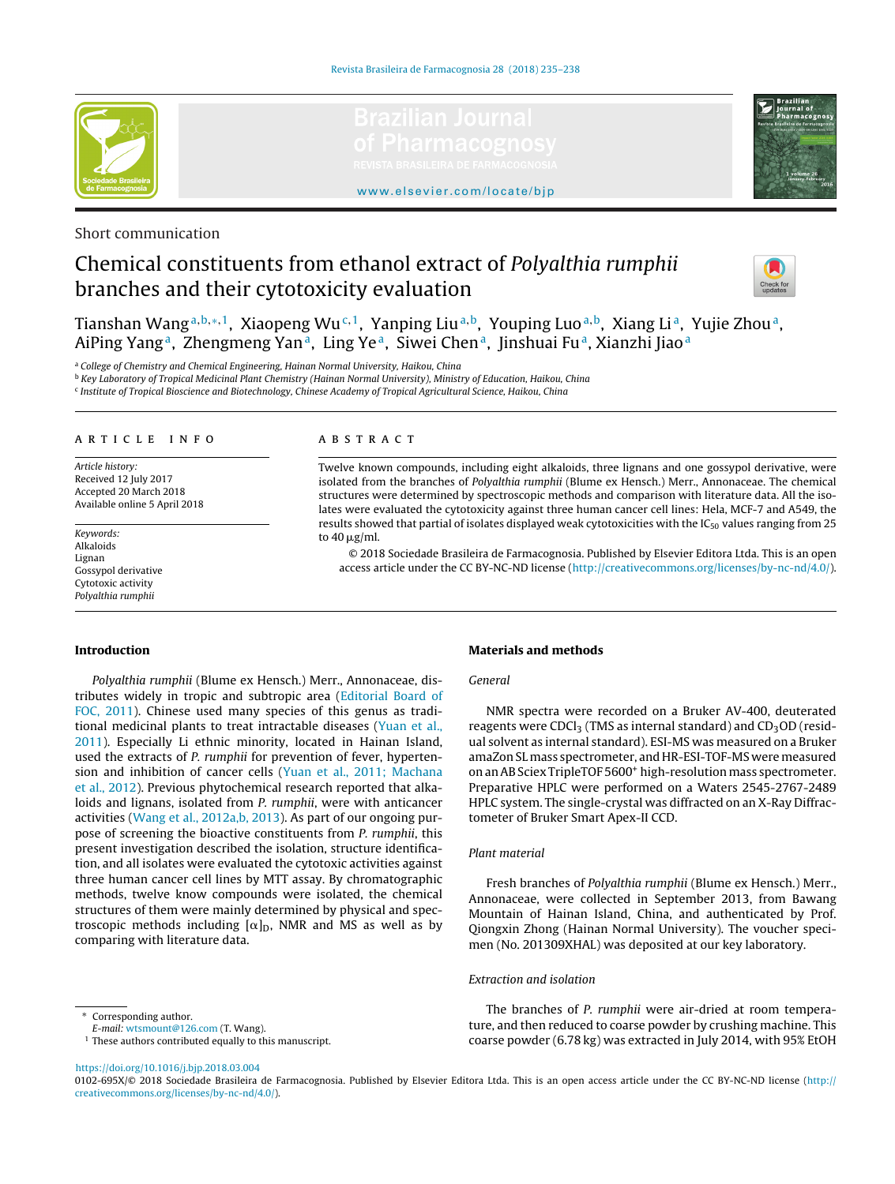Short communication

# Chemical constituents from ethanol extract of *Polyalthia rumphii* branches and their cytotoxicity evaluation

Tianshan Wang[a,b,*,1], Xiaopeng Wu[c,1], Yanping Liu[a,b], Youping Luo[a,b], Xiang Li[a], Yujie Zhou[a], AiPing Yang[a], Zhengmeng Yan[a], Ling Ye[a], Siwei Chen[a], Jinshuai Fu[a], Xianzhi Jiao[a]

[a] College of Chemistry and Chemical Engineering, Hainan Normal University, Haikou, China
[b] Key Laboratory of Tropical Medicinal Plant Chemistry (Hainan Normal University), Ministry of Education, Haikou, China
[c] Institute of Tropical Bioscience and Biotechnology, Chinese Academy of Tropical Agricultural Science, Haikou, China

**ARTICLE INFO**

*Article history:*
Received 12 July 2017
Accepted 20 March 2018
Available online 5 April 2018

*Keywords:*
Alkaloids
Lignan
Gossypol derivative
Cytotoxic activity
*Polyalthia rumphii*

**ABSTRACT**

Twelve known compounds, including eight alkaloids, three lignans and one gossypol derivative, were isolated from the branches of *Polyalthia rumphii* (Blume ex Hensch.) Merr., Annonaceae. The chemical structures were determined by spectroscopic methods and comparison with literature data. All the isolates were evaluated the cytotoxicity against three human cancer cell lines: Hela, MCF-7 and A549, the results showed that partial of isolates displayed weak cytotoxicities with the $IC_{50}$ values ranging from 25 to 40 μg/ml.

© 2018 Sociedade Brasileira de Farmacognosia. Published by Elsevier Editora Ltda. This is an open access article under the CC BY-NC-ND license (http://creativecommons.org/licenses/by-nc-nd/4.0/).

## Introduction

*Polyalthia rumphii* (Blume ex Hensch.) Merr., Annonaceae, distributes widely in tropic and subtropic area (Editorial Board of FOC, 2011). Chinese used many species of this genus as traditional medicinal plants to treat intractable diseases (Yuan et al., 2011). Especially Li ethnic minority, located in Hainan Island, used the extracts of *P. rumphii* for prevention of fever, hypertension and inhibition of cancer cells (Yuan et al., 2011; Machana et al., 2012). Previous phytochemical research reported that alkaloids and lignans, isolated from *P. rumphii*, were with anticancer activities (Wang et al., 2012a,b, 2013). As part of our ongoing purpose of screening the bioactive constituents from *P. rumphii*, this present investigation described the isolation, structure identification, and all isolates were evaluated the cytotoxic activities against three human cancer cell lines by MTT assay. By chromatographic methods, twelve know compounds were isolated, the chemical structures of them were mainly determined by physical and spectroscopic methods including $[\alpha]_D$, NMR and MS as well as by comparing with literature data.

## Materials and methods

### General

NMR spectra were recorded on a Bruker AV-400, deuterated reagents were $CDCl_3$ (TMS as internal standard) and $CD_3OD$ (residual solvent as internal standard). ESI-MS was measured on a Bruker amaZon SL mass spectrometer, and HR-ESI-TOF-MS were measured on an AB Sciex TripleTOF 5600+ high-resolution mass spectrometer. Preparative HPLC were performed on a Waters 2545-2767-2489 HPLC system. The single-crystal was diffracted on an X-Ray Diffractometer of Bruker Smart Apex-II CCD.

### Plant material

Fresh branches of *Polyalthia rumphii* (Blume ex Hensch.) Merr., Annonaceae, were collected in September 2013, from Bawang Mountain of Hainan Island, China, and authenticated by Prof. Qiongxin Zhong (Hainan Normal University). The voucher specimen (No. 201309XHAL) was deposited at our key laboratory.

### Extraction and isolation

The branches of *P. rumphii* were air-dried at room temperature, and then reduced to coarse powder by crushing machine. This coarse powder (6.78 kg) was extracted in July 2014, with 95% EtOH

* Corresponding author.
*E-mail:* wtsmount@126.com (T. Wang).
[1] These authors contributed equally to this manuscript.

https://doi.org/10.1016/j.bjp.2018.03.004
0102-695X/© 2018 Sociedade Brasileira de Farmacognosia. Published by Elsevier Editora Ltda. This is an open access article under the CC BY-NC-ND license (http://creativecommons.org/licenses/by-nc-nd/4.0/).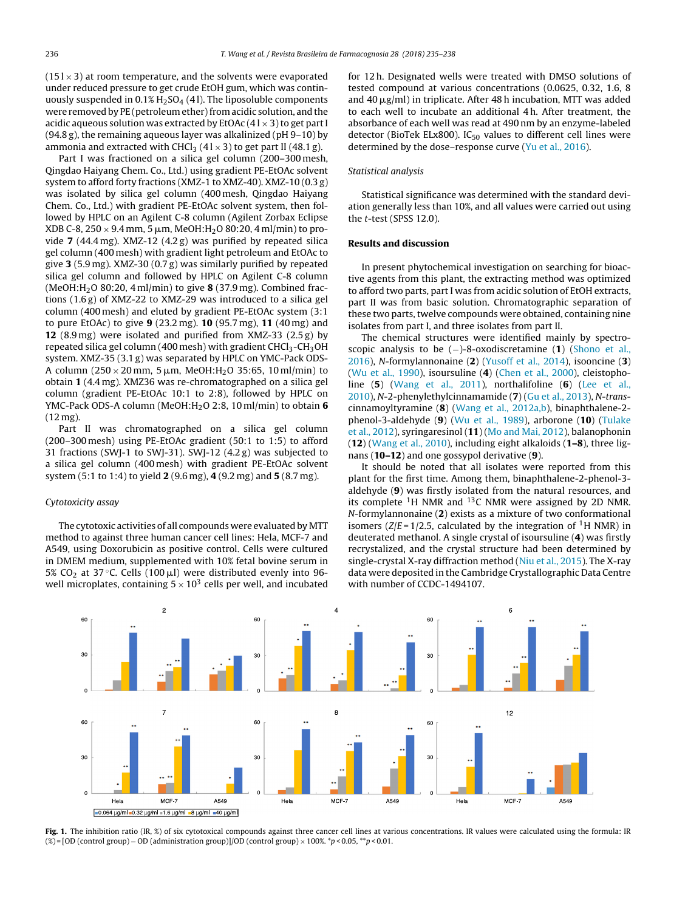(15 l × 3) at room temperature, and the solvents were evaporated under reduced pressure to get crude EtOH gum, which was continuously suspended in 0.1% $H_2SO_4$ (4 l). The liposoluble components were removed by PE (petroleum ether) from acidic solution, and the acidic aqueous solution was extracted by EtOAc (4 l × 3) to get part I (94.8 g), the remaining aqueous layer was alkalinized (pH 9–10) by ammonia and extracted with $CHCl_3$ (4 l × 3) to get part II (48.1 g).

Part I was fractioned on a silica gel column (200–300 mesh, Qingdao Haiyang Chem. Co., Ltd.) using gradient PE-EtOAc solvent system to afford forty fractions (XMZ-1 to XMZ-40). XMZ-10 (0.3 g) was isolated by silica gel column (400 mesh, Qingdao Haiyang Chem. Co., Ltd.) with gradient PE-EtOAc solvent system, then followed by HPLC on an Agilent C-8 column (Agilent Zorbax Eclipse XDB C-8, 250 × 9.4 mm, 5 μm, MeOH:$H_2O$ 80:20, 4 ml/min) to provide **7** (44.4 mg). XMZ-12 (4.2 g) was purified by repeated silica gel column (400 mesh) with gradient light petroleum and EtOAc to give **3** (5.9 mg). XMZ-30 (0.7 g) was similarly purified by repeated silica gel column and followed by HPLC on Agilent C-8 column (MeOH:$H_2O$ 80:20, 4 ml/min) to give **8** (37.9 mg). Combined fractions (1.6 g) of XMZ-22 to XMZ-29 was introduced to a silica gel column (400 mesh) and eluted by gradient PE-EtOAc system (3:1 to pure EtOAc) to give **9** (23.2 mg). **10** (95.7 mg), **11** (40 mg) and **12** (8.9 mg) were isolated and purified from XMZ-33 (2.5 g) by repeated silica gel column (400 mesh) with gradient $CHCl_3$-$CH_3OH$ system. XMZ-35 (3.1 g) was separated by HPLC on YMC-Pack ODS-A column (250 × 20 mm, 5 μm, MeOH:$H_2O$ 35:65, 10 ml/min) to obtain **1** (4.4 mg). XMZ36 was re-chromatographed on a silica gel column (gradient PE-EtOAc 10:1 to 2:8), followed by HPLC on YMC-Pack ODS-A column (MeOH:$H_2O$ 2:8, 10 ml/min) to obtain **6** (12 mg).

Part II was chromatographed on a silica gel column (200–300 mesh) using PE-EtOAc gradient (50:1 to 1:5) to afford 31 fractions (SWJ-1 to SWJ-31). SWJ-12 (4.2 g) was subjected to a silica gel column (400 mesh) with gradient PE-EtOAc solvent system (5:1 to 1:4) to yield **2** (9.6 mg), **4** (9.2 mg) and **5** (8.7 mg).

*Cytotoxicity assay*

The cytotoxic activities of all compounds were evaluated by MTT method to against three human cancer cell lines: Hela, MCF-7 and A549, using Doxorubicin as positive control. Cells were cultured in DMEM medium, supplemented with 10% fetal bovine serum in 5% $CO_2$ at 37 °C. Cells (100 μl) were distributed evenly into 96-well microplates, containing $5 \times 10^3$ cells per well, and incubated for 12 h. Designated wells were treated with DMSO solutions of tested compound at various concentrations (0.0625, 0.32, 1.6, 8 and 40 μg/ml) in triplicate. After 48 h incubation, MTT was added to each well to incubate an additional 4 h. After treatment, the absorbance of each well was read at 490 nm by an enzyme-labeled detector (BioTek ELx800). $IC_{50}$ values to different cell lines were determined by the dose–response curve (Yu et al., 2016).

*Statistical analysis*

Statistical significance was determined with the standard deviation generally less than 10%, and all values were carried out using the *t*-test (SPSS 12.0).

## Results and discussion

In present phytochemical investigation on searching for bioactive agents from this plant, the extracting method was optimized to afford two parts, part I was from acidic solution of EtOH extracts, part II was from basic solution. Chromatographic separation of these two parts, twelve compounds were obtained, containing nine isolates from part I, and three isolates from part II.

The chemical structures were identified mainly by spectroscopic analysis to be (−)-8-oxodiscretamine (**1**) (Shono et al., 2016), *N*-formyllannonaine (**2**) (Yusoff et al., 2014), isooncine (**3**) (Wu et al., 1990), isoursuline (**4**) (Chen et al., 2000), cleistopholine (**5**) (Wang et al., 2011), northalifoline (**6**) (Lee et al., 2010), *N*-2-phenylethylcinnamamide (**7**) (Gu et al., 2013), *N*-*trans*-cinnamoyltyramine (**8**) (Wang et al., 2012a,b), binaphthalene-2-phenol-3-aldehyde (**9**) (Wu et al., 1989), arborone (**10**) (Tulake et al., 2012), syringaresinol (**11**) (Mo and Mai, 2012), balanophonin (**12**) (Wang et al., 2010), including eight alkaloids (**1–8**), three lignans (**10–12**) and one gossypol derivative (**9**).

It should be noted that all isolates were reported from this plant for the first time. Among them, binaphthalene-2-phenol-3-aldehyde (**9**) was firstly isolated from the natural resources, and its complete $^1H$ NMR and $^{13}C$ NMR were assigned by 2D NMR. *N*-formyllannonaine (**2**) exists as a mixture of two conformational isomers (*Z*/*E* = 1/2.5, calculated by the integration of $^1H$ NMR) in deuterated methanol. A single crystal of isoursuline (**4**) was firstly recrystallized, and the crystal structure had been determined by single-crystal X-ray diffraction method (Niu et al., 2015). The X-ray data were deposited in the Cambridge Crystallographic Data Centre with number of CCDC-1494107.

**Fig. 1.** The inhibition ratio (IR, %) of six cytotoxical compounds against three cancer cell lines at various concentrations. IR values were calculated using the formula: IR (%) = [OD (control group) − OD (administration group)]/OD (control group) × 100%. $^*p < 0.05$, $^{**}p < 0.01$.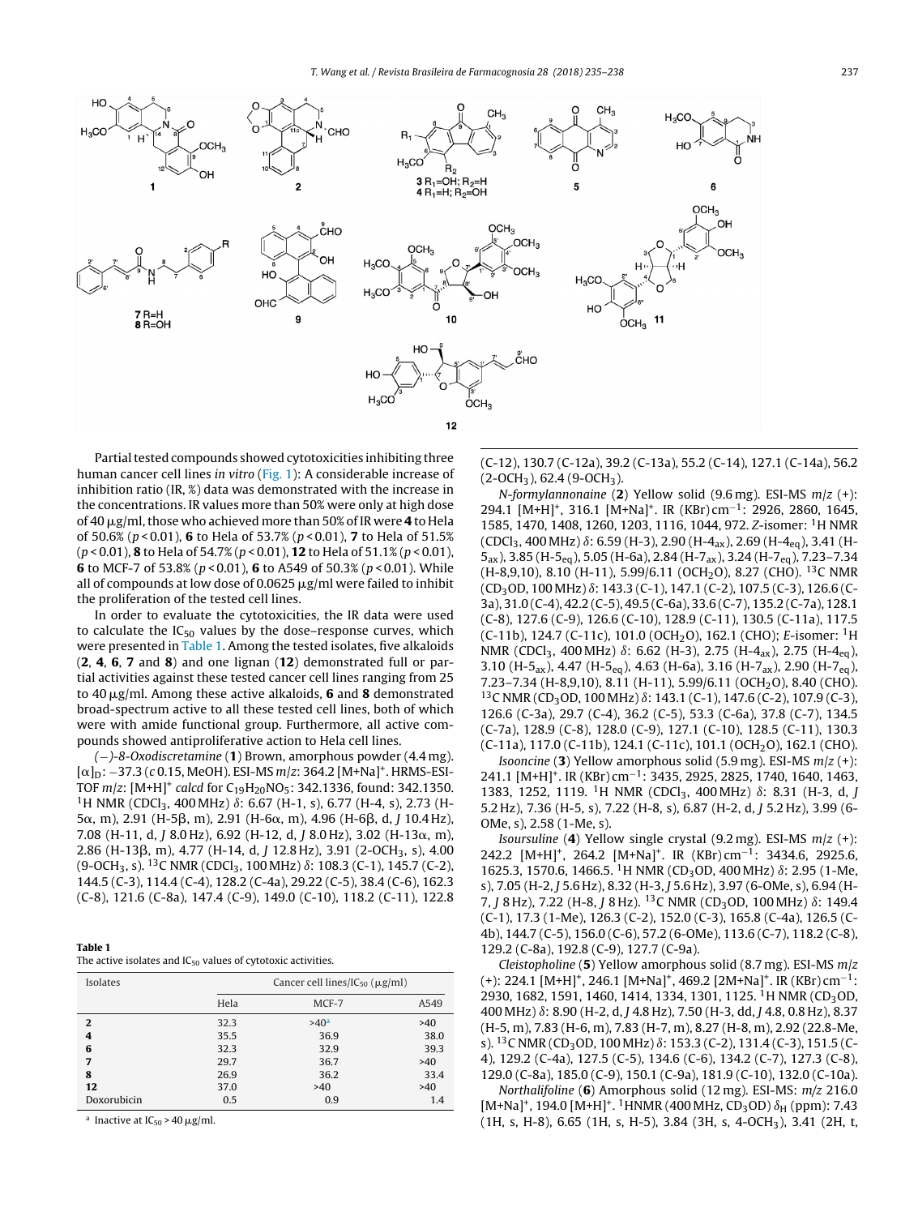Partial tested compounds showed cytotoxicities inhibiting three human cancer cell lines *in vitro* (Fig. 1): A considerable increase of inhibition ratio (IR, %) data was demonstrated with the increase in the concentrations. IR values more than 50% were only at high dose of 40 μg/ml, those who achieved more than 50% of IR were **4** to Hela of 50.6% ($p < 0.01$), **6** to Hela of 53.7% ($p < 0.01$), **7** to Hela of 51.5% ($p < 0.01$), **8** to Hela of 54.7% ($p < 0.01$), **12** to Hela of 51.1% ($p < 0.01$), **6** to MCF-7 of 53.8% ($p < 0.01$), **6** to A549 of 50.3% ($p < 0.01$). While all of compounds at low dose of 0.0625 μg/ml were failed to inhibit the proliferation of the tested cell lines.

In order to evaluate the cytotoxicities, the IR data were used to calculate the $IC_{50}$ values by the dose–response curves, which were presented in Table 1. Among the tested isolates, five alkaloids (**2**, **4**, **6**, **7** and **8**) and one lignan (**12**) demonstrated full or partial activities against these tested cancer cell lines ranging from 25 to 40 μg/ml. Among these active alkaloids, **6** and **8** demonstrated broad-spectrum active to all these tested cell lines, both of which were with amide functional group. Furthermore, all active compounds showed antiproliferative action to Hela cell lines.

*(−)-8-Oxodiscretamine* (**1**) Brown, amorphous powder (4.4 mg). $[\alpha]_D$: −37.3 (*c* 0.15, MeOH). ESI-MS *m/z*: 364.2 $[M+Na]^+$. HRMS-ESI-TOF *m/z*: $[M+H]^+$ *calcd* for $C_{19}H_{20}NO_5$: 342.1336, found: 342.1350. $^1$H NMR ($CDCl_3$, 400 MHz) δ: 6.67 (H-1, s), 6.77 (H-4, s), 2.73 (H-5α, m), 2.91 (H-5β, m), 2.91 (H-6α, m), 4.96 (H-6β, d, *J* 10.4 Hz), 7.08 (H-11, d, *J* 8.0 Hz), 6.92 (H-12, d, *J* 8.0 Hz), 3.02 (H-13α, m), 2.86 (H-13β, m), 4.77 (H-14, d, *J* 12.8 Hz), 3.91 (2-$OCH_3$, s), 4.00 (9-$OCH_3$, s). $^{13}$C NMR ($CDCl_3$, 100 MHz) δ: 108.3 (C-1), 145.7 (C-2), 144.5 (C-3), 114.4 (C-4), 128.2 (C-4a), 29.22 (C-5), 38.4 (C-6), 162.3 (C-8), 121.6 (C-8a), 147.4 (C-9), 149.0 (C-10), 118.2 (C-11), 122.8 (C-12), 130.7 (C-12a), 39.2 (C-13a), 55.2 (C-14), 127.1 (C-14a), 56.2 (2-$OCH_3$), 62.4 (9-$OCH_3$).

*N-formylannonaine* (**2**) Yellow solid (9.6 mg). ESI-MS *m/z* (+): 294.1 $[M+H]^+$, 316.1 $[M+Na]^+$. IR (KBr) $cm^{-1}$: 2926, 2860, 1645, 1585, 1470, 1408, 1260, 1203, 1116, 1044, 972. *Z*-isomer: $^1$H NMR ($CDCl_3$, 400 MHz) δ: 6.59 (H-3), 2.90 (H-$4_{ax}$), 2.69 (H-$4_{eq}$), 3.41 (H-$5_{ax}$), 3.85 (H-$5_{eq}$), 5.05 (H-6a), 2.84 (H-$7_{ax}$), 3.24 (H-$7_{eq}$), 7.23–7.34 (H-8,9,10), 8.10 (H-11), 5.99/6.11 ($OCH_2O$), 8.27 (CHO). $^{13}$C NMR ($CD_3OD$, 100 MHz) δ: 143.3 (C-1), 147.1 (C-2), 107.5 (C-3), 126.6 (C-3a), 31.0 (C-4), 42.2 (C-5), 49.5 (C-6a), 33.6 (C-7), 135.2 (C-7a), 128.1 (C-8), 127.6 (C-9), 126.6 (C-10), 128.9 (C-11), 130.5 (C-11a), 117.5 (C-11b), 124.7 (C-11c), 101.0 ($OCH_2O$), 162.1 (CHO); *E*-isomer: $^1$H NMR ($CDCl_3$, 400 MHz) δ: 6.62 (H-3), 2.75 (H-$4_{ax}$), 2.75 (H-$4_{eq}$), 3.10 (H-$5_{ax}$), 4.47 (H-$5_{eq}$), 4.63 (H-6a), 3.16 (H-$7_{ax}$), 2.90 (H-$7_{eq}$), 7.23–7.34 (H-8,9,10), 8.11 (H-11), 5.99/6.11 ($OCH_2O$), 8.40 (CHO). $^{13}$C NMR ($CD_3OD$, 100 MHz) δ: 143.1 (C-1), 147.6 (C-2), 107.9 (C-3), 126.6 (C-3a), 29.7 (C-4), 36.2 (C-5), 53.3 (C-6a), 37.8 (C-7), 134.5 (C-7a), 128.9 (C-8), 128.0 (C-9), 127.1 (C-10), 128.5 (C-11), 130.3 (C-11a), 117.0 (C-11b), 124.1 (C-11c), 101.1 ($OCH_2O$), 162.1 (CHO).

*Isooncine* (**3**) Yellow amorphous powder (5.9 mg). ESI-MS *m/z* (+): 241.1 $[M+H]^+$. IR (KBr) $cm^{-1}$: 3435, 2925, 2825, 1740, 1640, 1463, 1383, 1252, 1119. $^1$H NMR ($CDCl_3$, 400 MHz) δ: 8.31 (H-3, d, *J* 5.2 Hz), 7.36 (H-5, s), 7.22 (H-8, s), 6.87 (H-2, d, *J* 5.2 Hz), 3.99 (6-OMe, s), 2.58 (1-Me, s).

*Isoursuline* (**4**) Yellow single crystal (9.2 mg). ESI-MS *m/z* (+): 242.2 $[M+H]^+$, 264.2 $[M+Na]^+$. IR (KBr) $cm^{-1}$: 3434.6, 2925.6, 1625.3, 1570.6, 1466.5. $^1$H NMR ($CD_3OD$, 400 MHz) δ: 2.95 (1-Me, s), 7.05 (H-2, *J* 5.6 Hz), 8.32 (H-3, *J* 5.6 Hz), 3.97 (6-OMe, s), 6.94 (H-7, *J* 8 Hz), 7.22 (H-8, *J* 8 Hz). $^{13}$C NMR ($CD_3OD$, 100 MHz) δ: 149.4 (C-1), 17.3 (1-Me), 126.3 (C-2), 152.0 (C-3), 165.8 (C-4a), 126.5 (C-4b), 144.7 (C-5), 156.0 (C-6), 57.2 (6-OMe), 113.6 (C-7), 118.2 (C-8), 129.2 (C-8a), 192.8 (C-9), 127.7 (C-9a).

*Cleistopholine* (**5**) Yellow amorphous solid (8.7 mg). ESI-MS *m/z* (+): 224.1 $[M+H]^+$, 246.1 $[M+Na]^+$, 469.2 $[2M+Na]^+$. IR (KBr) $cm^{-1}$: 2930, 1682, 1591, 1460, 1414, 1334, 1301, 1125. $^1$H NMR ($CD_3OD$, 400 MHz) δ: 8.90 (H-2, d, *J* 4.8 Hz), 7.50 (H-3, dd, *J* 4.8, 0.8 Hz), 8.37 (H-5, m), 7.83 (H-6, m), 7.83 (H-7, m), 8.27 (H-8, m), 2.92 (22.8-Me, s). $^{13}$C NMR ($CD_3OD$, 100 MHz) δ: 153.3 (C-2), 131.4 (C-3), 151.5 (C-4), 129.2 (C-4a), 127.5 (C-5), 134.6 (C-6), 134.2 (C-7), 127.3 (C-8), 129.0 (C-8a), 185.0 (C-9), 150.1 (C-9a), 181.9 (C-10), 132.0 (C-10a).

*Northalifoline* (**6**) Amorphous solid (12 mg). ESI-MS: *m/z* 216.0 $[M+Na]^+$, 194.0 $[M+H]^+$. $^1$HNMR (400 MHz, $CD_3OD$) $\delta_H$ (ppm): 7.43 (1H, s, H-8), 6.65 (1H, s, H-5), 3.84 (3H, s, 4-$OCH_3$), 3.41 (2H, t,

**Table 1**
The active isolates and $IC_{50}$ values of cytotoxic activities.

| Isolates | Cancer cell lines/$IC_{50}$ (μg/ml) | | |
|---|---|---|---|
| | Hela | MCF-7 | A549 |
| **2** | 32.3 | >40[a] | >40 |
| **4** | 35.5 | 36.9 | 38.0 |
| **6** | 32.3 | 32.9 | 39.3 |
| **7** | 29.7 | 36.7 | >40 |
| **8** | 26.9 | 36.2 | 33.4 |
| **12** | 37.0 | >40 | >40 |
| Doxorubicin | 0.5 | 0.9 | 1.4 |

[a] Inactive at $IC_{50}$ > 40 μg/ml.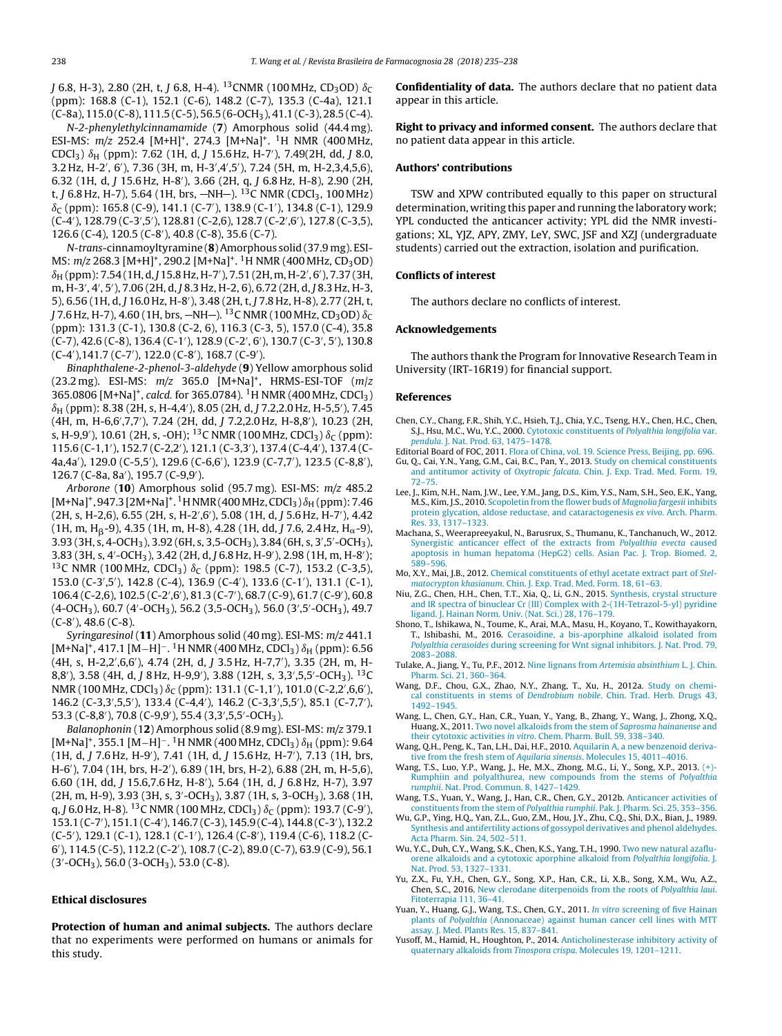*J* 6.8, H-3), 2.80 (2H, t, *J* 6.8, H-4). $^{13}$CNMR (100 MHz, $CD_3OD$) $\delta_C$ (ppm): 168.8 (C-1), 152.1 (C-6), 148.2 (C-7), 135.3 (C-4a), 121.1 (C-8a), 115.0 (C-8), 111.5 (C-5), 56.5 (6-$OCH_3$), 41.1 (C-3), 28.5 (C-4).

*N-2-phenylethylcinnamamide* (**7**) Amorphous solid (44.4 mg). ESI-MS: *m/z* 252.4 [M+H]$^+$, 274.3 [M+Na]$^+$. $^1$H NMR (400 MHz, $CDCl_3$) $\delta_H$ (ppm): 7.62 (1H, d, *J* 15.6 Hz, H-7′), 7.49(2H, dd, *J* 8.0, 3.2 Hz, H-2′, 6′), 7.36 (3H, m, H-3′,4′,5′), 7.24 (5H, m, H-2,3,4,5,6), 6.32 (1H, d, *J* 15.6 Hz, H-8′), 3.66 (2H, q, *J* 6.8 Hz, H-8), 2.90 (2H, t, *J* 6.8 Hz, H-7), 5.64 (1H, brs, —NH—). $^{13}$C NMR ($CDCl_3$, 100 MHz) $\delta_C$ (ppm): 165.8 (C-9), 141.1 (C-7′), 138.9 (C-1′), 134.8 (C-1), 129.9 (C-4′), 128.79 (C-3′,5′), 128.81 (C-2,6), 128.7 (C-2′,6′), 127.8 (C-3,5), 126.6 (C-4), 120.5 (C-8′), 40.8 (C-8), 35.6 (C-7).

*N-trans*-cinnamoyltyramine (**8**) Amorphous solid (37.9 mg). ESI-MS: *m/z* 268.3 [M+H]$^+$, 290.2 [M+Na]$^+$. $^1$H NMR (400 MHz, $CD_3OD$) $\delta_H$ (ppm): 7.54 (1H, d, *J* 15.8 Hz, H-7′), 7.51 (2H, m, H-2′, 6′), 7.37 (3H, m, H-3′, 4′, 5′), 7.06 (2H, d, *J* 8.3 Hz, H-2, 6), 6.72 (2H, d, *J* 8.3 Hz, H-3, 5), 6.56 (1H, d, *J* 16.0 Hz, H-8′), 3.48 (2H, t, *J* 7.8 Hz, H-8), 2.77 (2H, t, *J* 7.6 Hz, H-7), 4.60 (1H, brs, —NH—). $^{13}$C NMR (100 MHz, $CD_3OD$) $\delta_C$ (ppm): 131.3 (C-1), 130.8 (C-2, 6), 116.3 (C-3, 5), 157.0 (C-4), 35.8 (C-7), 42.6 (C-8), 136.4 (C-1′), 128.9 (C-2′, 6′), 130.7 (C-3′, 5′), 130.8 (C-4′), 141.7 (C-7′), 122.0 (C-8′), 168.7 (C-9′).

*Binaphthalene-2-phenol-3-aldehyde* (**9**) Yellow amorphous solid (23.2 mg). ESI-MS: *m/z* 365.0 [M+Na]$^+$, HRMS-ESI-TOF (*m/z* 365.0806 [M+Na]$^+$, *calcd.* for 365.0784). $^1$H NMR (400 MHz, $CDCl_3$) $\delta_H$ (ppm): 8.38 (2H, s, H-4,4′), 8.05 (2H, d, *J* 7.2,2.0 Hz, H-5,5′), 7.45 (4H, m, H-6,6′,7,7′), 7.24 (2H, dd, *J* 7.2,2.0 Hz, H-8,8′), 10.23 (2H, s, H-9,9′), 10.61 (2H, s, -OH); $^{13}$C NMR (100 MHz, $CDCl_3$) $\delta_C$ (ppm): 115.6 (C-1,1′), 152.7 (C-2,2′), 121.1 (C-3,3′), 137.4 (C-4,4′), 137.4 (C-4a,4a′), 129.0 (C-5,5′), 129.6 (C-6,6′), 123.9 (C-7,7′), 123.5 (C-8,8′), 126.7 (C-8a, 8a′), 195.7 (C-9,9′).

*Arborone* (**10**) Amorphous solid (95.7 mg). ESI-MS: *m/z* 485.2 [M+Na]$^+$, 947.3 [2M+Na]$^+$. $^1$H NMR (400 MHz, $CDCl_3$) $\delta_H$ (ppm): 7.46 (2H, s, H-2,6), 6.55 (2H, s, H-2′,6′), 5.08 (1H, d, *J* 5.6 Hz, H-7′), 4.42 (1H, m, $H_\beta$-9), 4.35 (1H, m, H-8), 4.28 (1H, dd, *J* 7.6, 2.4 Hz, $H_\alpha$-9), 3.93 (3H, s, 4-$OCH_3$), 3.92 (6H, s, 3,5-$OCH_3$), 3.84 (6H, s, 3′,5′-$OCH_3$), 3.83 (3H, s, 4′-$OCH_3$), 3.42 (2H, d, *J* 6.8 Hz, H-9′), 2.98 (1H, m, H-8′); $^{13}$C NMR (100 MHz, $CDCl_3$) $\delta_C$ (ppm): 198.5 (C-7), 153.2 (C-3,5), 153.0 (C-3′,5′), 142.8 (C-4), 136.9 (C-4′), 133.6 (C-1′), 131.1 (C-1), 106.4 (C-2,6), 102.5 (C-2′,6′), 81.3 (C-7′), 68.7 (C-9), 61.7 (C-9′), 60.8 (4-$OCH_3$), 60.7 (4′-$OCH_3$), 56.2 (3,5-$OCH_3$), 56.0 (3′,5′-$OCH_3$), 49.7 (C-8′), 48.6 (C-8).

*Syringaresinol* (**11**) Amorphous solid (40 mg). ESI-MS: *m/z* 441.1 [M+Na]$^+$, 417.1 [M−H]$^-$. $^1$H NMR (400 MHz, $CDCl_3$) $\delta_H$ (ppm): 6.56 (4H, s, H-2,2′,6,6′), 4.74 (2H, d, *J* 3.5 Hz, H-7,7′), 3.35 (2H, m, H-8,8′), 3.58 (4H, d, *J* 8 Hz, H-9,9′), 3.88 (12H, s, 3,3′,5,5′-$OCH_3$). $^{13}$C NMR (100 MHz, $CDCl_3$) $\delta_C$ (ppm): 131.1 (C-1,1′), 101.0 (C-2,2′,6,6′), 146.2 (C-3,3′,5,5′), 133.4 (C-4,4′), 146.2 (C-3,3′,5,5′), 85.1 (C-7,7′), 53.3 (C-8,8′), 70.8 (C-9,9′), 55.4 (3,3′,5,5′-$OCH_3$).

*Balanophonin* (1**2**) Amorphous solid (8.9 mg). ESI-MS: *m/z* 379.1 [M+Na]$^+$, 355.1 [M−H]$^-$. $^1$H NMR (400 MHz, $CDCl_3$) $\delta_H$ (ppm): 9.64 (1H, d, *J* 7.6 Hz, H-9′), 7.41 (1H, d, *J* 15.6 Hz, H-7′), 7.13 (1H, brs, H-6′), 7.04 (1H, brs, H-2′), 6.89 (1H, brs, H-2), 6.88 (2H, m, H-5,6), 6.60 (1H, dd, *J* 15.6,7.6 Hz, H-8′), 5.64 (1H, d, *J* 6.8 Hz, H-7), 3.97 (2H, m, H-9), 3.93 (3H, s, 3′-$OCH_3$), 3.87 (1H, s, 3-$OCH_3$), 3.68 (1H, q, *J* 6.0 Hz, H-8). $^{13}$C NMR (100 MHz, $CDCl_3$) $\delta_C$ (ppm): 193.7 (C-9′), 153.1 (C-7′), 151.1 (C-4′), 146.7 (C-3), 145.9 (C-4), 144.8 (C-3′), 132.2 (C-5′), 129.1 (C-1), 128.1 (C-1′), 126.4 (C-8′), 119.4 (C-6), 118.2 (C-6′), 114.5 (C-5), 112.2 (C-2′), 108.7 (C-2), 89.0 (C-7), 63.9 (C-9), 56.1 (3′-$OCH_3$), 56.0 (3-$OCH_3$), 53.0 (C-8).

## Ethical disclosures

**Protection of human and animal subjects.** The authors declare that no experiments were performed on humans or animals for this study.

**Confidentiality of data.** The authors declare that no patient data appear in this article.

**Right to privacy and informed consent.** The authors declare that no patient data appear in this article.

## Authors' contributions

TSW and XPW contributed equally to this paper on structural determination, writing this paper and running the laboratory work; YPL conducted the anticancer activity; YPL did the NMR investigations; XL, YJZ, APY, ZMY, LeY, SWC, JSF and XZJ (undergraduate students) carried out the extraction, isolation and purification.

## Conflicts of interest

The authors declare no conflicts of interest.

## Acknowledgements

The authors thank the Program for Innovative Research Team in University (IRT-16R19) for financial support.

## References

Chen, C.Y., Chang, F.R., Shih, Y.C., Hsieh, T.J., Chia, Y.C., Tseng, H.Y., Chen, H.C., Chen, S.J., Hsu, M.C., Wu, Y.C., 2000. Cytotoxic constituents of *Polyalthia longifolia* var. *pendula*. J. Nat. Prod. 63, 1475–1478.

Editorial Board of FOC, 2011. Flora of China, vol. 19. Science Press, Beijing, pp. 696.

Gu, Q., Cai, Y.N., Yang, G.M., Cai, B.C., Pan, Y., 2013. Study on chemical constituents and antitumor activity of *Oxytropic falcata*. Chin. J. Exp. Trad. Med. Form. 19, 72–75.

Lee, J., Kim, N.H., Nam, J.W., Lee, Y.M., Jang, D.S., Kim, Y.S., Nam, S.H., Seo, E.K., Yang, M.S., Kim, J.S., 2010. Scopoletin from the flower buds of *Magnolia fargesii* inhibits protein glycation, aldose reductase, and cataractogenesis *ex vivo*. Arch. Pharm. Res. 33, 1317–1323.

Machana, S., Weerapreeyakul, N., Barusrux, S., Thumanu, K., Tanchanuch, W., 2012. Synergistic anticancer effect of the extracts from *Polyalthia evecta* caused apoptosis in human hepatoma (HepG2) cells. Asian Pac. J. Trop. Biomed. 2, 589–596.

Mo, X.Y., Mai, J.B., 2012. Chemical constituents of ethyl acetate extract part of *Stelmatocrypton khasianum*. Chin. J. Exp. Trad. Med. Form. 18, 61–63.

Niu, Z.G., Chen, H.H., Chen, T.T., Xia, Q., Li, G.N., 2015. Synthesis, crystal structure and IR spectra of binuclear Cr (III) Complex with 2-(1H-Tetrazol-5-yl) pyridine ligand. J. Hainan Norm. Univ. (Nat. Sci.) 28, 176–179.

Shono, T., Ishikawa, N., Toume, K., Arai, M.A., Masu, H., Koyano, T., Kowithayakorn, T., Ishibashi, M., 2016. Cerasoidine, a bis-aporphine alkaloid isolated from *Polyalthia cerasoides* during screening for Wnt signal inhibitors. J. Nat. Prod. 79, 2083–2088.

Tulake, A., Jiang, Y., Tu, P.F., 2012. Nine lignans from *Artemisia absinthium* L. J. Chin. Pharm. Sci. 21, 360–364.

Wang, D.F., Chou, G.X., Zhao, N.Y., Zhang, T., Xu, H., 2012a. Study on chemical constituents in stems of *Dendrobium nobile*. Chin. Trad. Herb. Drugs 43, 1492–1945.

Wang, L., Chen, G.Y., Han, C.R., Yuan, Y., Yang, B., Zhang, Y., Wang, J., Zhong, X.Q., Huang, X., 2011. Two novel alkaloids from the stem of *Saprosma hainanense* and their cytotoxic activities *in vitro*. Chem. Pharm. Bull. 59, 338–340.

Wang, Q.H., Peng, K., Tan, L.H., Dai, H.F., 2010. Aquilarin A, a new benzenoid derivative from the fresh stem of *Aquilaria sinensis*. Molecules 15, 4011–4016.

Wang, T.S., Luo, Y.P., Wang, J., He, M.X., Zhong, M.G., Li, Y., Song, X.P., 2013. (+)-Rumphiin and polyalthurea, new compounds from the stems of *Polyalthia rumphii*. Nat. Prod. Commun. 8, 1427–1429.

Wang, T.S., Yuan, Y., Wang, J., Han, C.R., Chen, G.Y., 2012b. Anticancer activities of constituents from the stem of *Polyalthia rumphii*. Pak. J. Pharm. Sci. 25, 353–356.

Wu, G.P., Ying, H.Q., Yan, Z.L., Guo, Z.M., Hou, J.Y., Zhu, C.Q., Shi, D.X., Bian, J., 1989. Synthesis and antifertility actions of gossypol derivatives and phenol aldehydes. Acta Pharm. Sin. 24, 502–511.

Wu, Y.C., Duh, C.Y., Wang, S.K., Chen, K.S., Yang, T.H., 1990. Two new natural azafluorene alkaloids and a cytotoxic aporphine alkaloid from *Polyalthia longifolia*. J. Nat. Prod. 53, 1327–1331.

Yu, Z.X., Fu, Y.H., Chen, G.Y., Song, X.P., Han, C.R., Li, X.B., Song, X.M., Wu, A.Z., Chen, S.C., 2016. New clerodane diterpenoids from the roots of *Polyalthia laui*. Fitoterapia 111, 36–41.

Yuan, Y., Huang, G.J., Wang, T.S., Chen, G.Y., 2011. *In vitro* screening of five Hainan plants of *Polyalthia* (Annonaceae) against human cancer cell lines with MTT assay. J. Med. Plants Res. 15, 837–841.

Yusoff, M., Hamid, H., Houghton, P., 2014. Anticholinesterase inhibitory activity of quaternary alkaloids from *Tinospora crispa*. Molecules 19, 1201–1211.